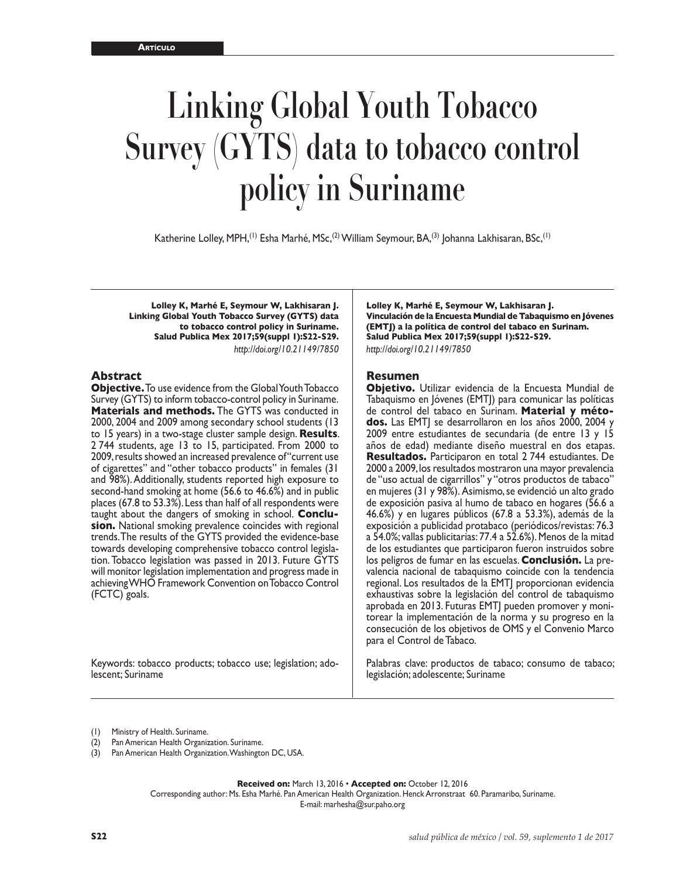**Artículo**

# Linking Global Youth Tobacco Survey (GYTS) data to tobacco control policy in Suriname

Katherine Lolley, MPH,[1] Esha Marhé, MSc,[2] William Seymour, BA,[3] Johanna Lakhisaran, BSc,[1]

**Lolley K, Marhé E, Seymour W, Lakhisaran J.**
**Linking Global Youth Tobacco Survey (GYTS) data to tobacco control policy in Suriname.**
**Salud Publica Mex 2017;59(suppl 1):S22-S29.**
*http://doi.org/10.21149/7850*

## Abstract

**Objective.** To use evidence from the Global Youth Tobacco Survey (GYTS) to inform tobacco-control policy in Suriname. **Materials and methods.** The GYTS was conducted in 2000, 2004 and 2009 among secondary school students (13 to 15 years) in a two-stage cluster sample design. **Results**. 2 744 students, age 13 to 15, participated. From 2000 to 2009, results showed an increased prevalence of "current use of cigarettes" and "other tobacco products" in females (31 and 98%). Additionally, students reported high exposure to second-hand smoking at home (56.6 to 46.6%) and in public places (67.8 to 53.3%). Less than half of all respondents were taught about the dangers of smoking in school. **Conclusion.** National smoking prevalence coincides with regional trends. The results of the GYTS provided the evidence-base towards developing comprehensive tobacco control legislation. Tobacco legislation was passed in 2013. Future GYTS will monitor legislation implementation and progress made in achieving WHO Framework Convention on Tobacco Control (FCTC) goals.

Keywords: tobacco products; tobacco use; legislation; adolescent; Suriname

**Lolley K, Marhé E, Seymour W, Lakhisaran J.**
**Vinculación de la Encuesta Mundial de Tabaquismo en Jóvenes (EMTJ) a la política de control del tabaco en Surinam.**
**Salud Publica Mex 2017;59(suppl 1):S22-S29.**
*http://doi.org/10.21149/7850*

## Resumen

**Objetivo.** Utilizar evidencia de la Encuesta Mundial de Tabaquismo en Jóvenes (EMTJ) para comunicar las políticas de control del tabaco en Surinam. **Material y métodos.** Las EMTJ se desarrollaron en los años 2000, 2004 y 2009 entre estudiantes de secundaria (de entre 13 y 15 años de edad) mediante diseño muestral en dos etapas. **Resultados.** Participaron en total 2 744 estudiantes. De 2000 a 2009, los resultados mostraron una mayor prevalencia de "uso actual de cigarrillos" y "otros productos de tabaco" en mujeres (31 y 98%). Asimismo, se evidenció un alto grado de exposición pasiva al humo de tabaco en hogares (56.6 a 46.6%) y en lugares públicos (67.8 a 53.3%), además de la exposición a publicidad protabaco (periódicos/revistas: 76.3 a 54.0%; vallas publicitarias: 77.4 a 52.6%). Menos de la mitad de los estudiantes que participaron fueron instruidos sobre los peligros de fumar en las escuelas. **Conclusión.** La prevalencia nacional de tabaquismo coincide con la tendencia regional. Los resultados de la EMTJ proporcionan evidencia exhaustivas sobre la legislación del control de tabaquismo aprobada en 2013. Futuras EMTJ pueden promover y monitorear la implementación de la norma y su progreso en la consecución de los objetivos de OMS y el Convenio Marco para el Control de Tabaco.

Palabras clave: productos de tabaco; consumo de tabaco; legislación; adolescente; Suriname

(1) Ministry of Health. Suriname.
(2) Pan American Health Organization. Suriname.
(3) Pan American Health Organization. Washington DC, USA.

**Received on:** March 13, 2016 • **Accepted on:** October 12, 2016
Corresponding author: Ms. Esha Marhé. Pan American Health Organization. Henck Arronstraat 60. Paramaribo, Suriname.
E-mail: marhesha@sur.paho.org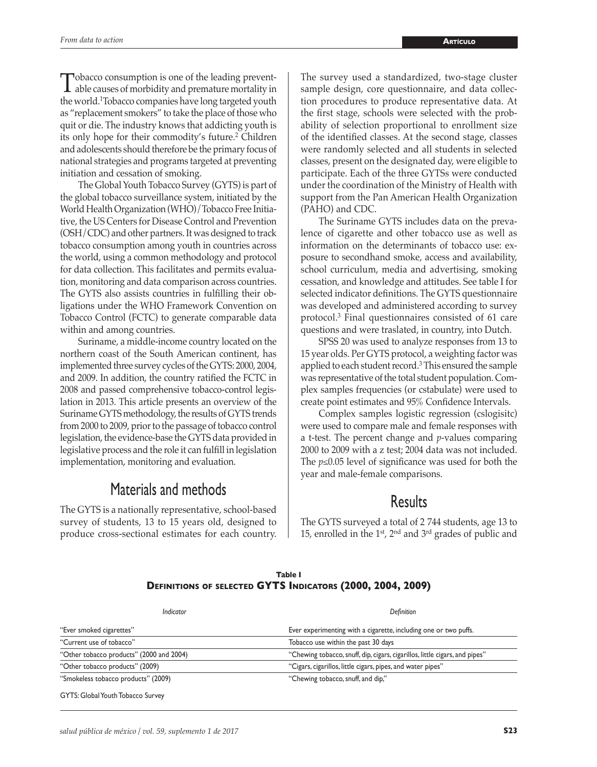Tobacco consumption is one of the leading preventable causes of morbidity and premature mortality in the world.[1] Tobacco companies have long targeted youth as "replacement smokers" to take the place of those who quit or die. The industry knows that addicting youth is its only hope for their commodity's future.[2] Children and adolescents should therefore be the primary focus of national strategies and programs targeted at preventing initiation and cessation of smoking.

The Global Youth Tobacco Survey (GYTS) is part of the global tobacco surveillance system, initiated by the World Health Organization (WHO)/Tobacco Free Initiative, the US Centers for Disease Control and Prevention (OSH/CDC) and other partners. It was designed to track tobacco consumption among youth in countries across the world, using a common methodology and protocol for data collection. This facilitates and permits evaluation, monitoring and data comparison across countries. The GYTS also assists countries in fulfilling their obligations under the WHO Framework Convention on Tobacco Control (FCTC) to generate comparable data within and among countries.

Suriname, a middle-income country located on the northern coast of the South American continent, has implemented three survey cycles of the GYTS: 2000, 2004, and 2009. In addition, the country ratified the FCTC in 2008 and passed comprehensive tobacco-control legislation in 2013. This article presents an overview of the Suriname GYTS methodology, the results of GYTS trends from 2000 to 2009, prior to the passage of tobacco control legislation, the evidence-base the GYTS data provided in legislative process and the role it can fulfill in legislation implementation, monitoring and evaluation.

## Materials and methods

The GYTS is a nationally representative, school-based survey of students, 13 to 15 years old, designed to produce cross-sectional estimates for each country. The survey used a standardized, two-stage cluster sample design, core questionnaire, and data collection procedures to produce representative data. At the first stage, schools were selected with the probability of selection proportional to enrollment size of the identified classes. At the second stage, classes were randomly selected and all students in selected classes, present on the designated day, were eligible to participate. Each of the three GYTSs were conducted under the coordination of the Ministry of Health with support from the Pan American Health Organization (PAHO) and CDC.

The Suriname GYTS includes data on the prevalence of cigarette and other tobacco use as well as information on the determinants of tobacco use: exposure to secondhand smoke, access and availability, school curriculum, media and advertising, smoking cessation, and knowledge and attitudes. See table I for selected indicator definitions. The GYTS questionnaire was developed and administered according to survey protocol.[3] Final questionnaires consisted of 61 care questions and were traslated, in country, into Dutch.

SPSS 20 was used to analyze responses from 13 to 15 year olds. Per GYTS protocol, a weighting factor was applied to each student record.[3] This ensured the sample was representative of the total student population. Complex samples frequencies (or cstabulate) were used to create point estimates and 95% Confidence Intervals.

Complex samples logistic regression (cslogisitc) were used to compare male and female responses with a t-test. The percent change and *p*-values comparing 2000 to 2009 with a z test; 2004 data was not included. The $p \leq 0.05$ level of significance was used for both the year and male-female comparisons.

## Results

The GYTS surveyed a total of 2 744 students, age 13 to 15, enrolled in the 1st, 2nd and 3rd grades of public and

**Table I**
**Definitions of selected GYTS Indicators (2000, 2004, 2009)**

| *Indicator* | *Definition* |
|---|---|
| "Ever smoked cigarettes" | Ever experimenting with a cigarette, including one or two puffs. |
| "Current use of tobacco" | Tobacco use within the past 30 days |
| "Other tobacco products" (2000 and 2004) | "Chewing tobacco, snuff, dip, cigars, cigarillos, little cigars, and pipes" |
| "Other tobacco products" (2009) | "Cigars, cigarillos, little cigars, pipes, and water pipes" |
| "Smokeless tobacco products" (2009) | "Chewing tobacco, snuff, and dip," |

GYTS: Global Youth Tobacco Survey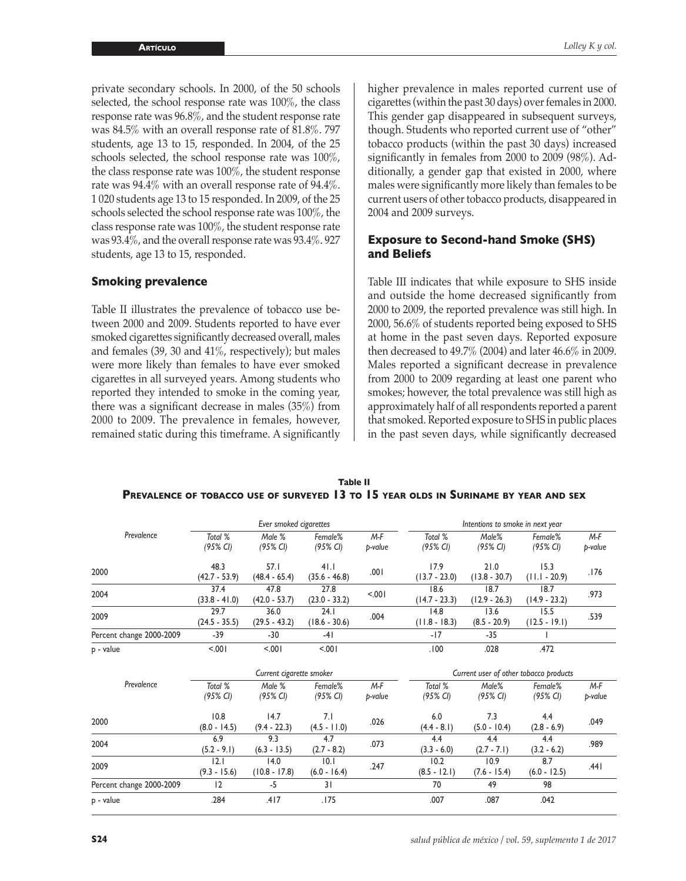private secondary schools. In 2000, of the 50 schools selected, the school response rate was 100%, the class response rate was 96.8%, and the student response rate was 84.5% with an overall response rate of 81.8%. 797 students, age 13 to 15, responded. In 2004, of the 25 schools selected, the school response rate was 100%, the class response rate was 100%, the student response rate was 94.4% with an overall response rate of 94.4%. 1 020 students age 13 to 15 responded. In 2009, of the 25 schools selected the school response rate was 100%, the class response rate was 100%, the student response rate was 93.4%, and the overall response rate was 93.4%. 927 students, age 13 to 15, responded.

## Smoking prevalence

Table II illustrates the prevalence of tobacco use between 2000 and 2009. Students reported to have ever smoked cigarettes significantly decreased overall, males and females (39, 30 and 41%, respectively); but males were more likely than females to have ever smoked cigarettes in all surveyed years. Among students who reported they intended to smoke in the coming year, there was a significant decrease in males (35%) from 2000 to 2009. The prevalence in females, however, remained static during this timeframe. A significantly higher prevalence in males reported current use of cigarettes (within the past 30 days) over females in 2000. This gender gap disappeared in subsequent surveys, though. Students who reported current use of "other" tobacco products (within the past 30 days) increased significantly in females from 2000 to 2009 (98%). Additionally, a gender gap that existed in 2000, where males were significantly more likely than females to be current users of other tobacco products, disappeared in 2004 and 2009 surveys.

## Exposure to Second-hand Smoke (SHS) and Beliefs

Table III indicates that while exposure to SHS inside and outside the home decreased significantly from 2000 to 2009, the reported prevalence was still high. In 2000, 56.6% of students reported being exposed to SHS at home in the past seven days. Reported exposure then decreased to 49.7% (2004) and later 46.6% in 2009. Males reported a significant decrease in prevalence from 2000 to 2009 regarding at least one parent who smokes; however, the total prevalence was still high as approximately half of all respondents reported a parent that smoked. Reported exposure to SHS in public places in the past seven days, while significantly decreased

**Table II**
**Prevalence of tobacco use of surveyed 13 to 15 year olds in Suriname by year and sex**

| Prevalence | Ever smoked cigarettes | | | | Intentions to smoke in next year | | | |
|---|---|---|---|---|---|---|---|---|
| | *Total % (95% CI)* | *Male % (95% CI)* | *Female% (95% CI)* | *M-F p-value* | *Total % (95% CI)* | *Male% (95% CI)* | *Female% (95% CI)* | *M-F p-value* |
| 2000 | 48.3 (42.7 - 53.9) | 57.1 (48.4 - 65.4) | 41.1 (35.6 - 46.8) | .001 | 17.9 (13.7 - 23.0) | 21.0 (13.8 - 30.7) | 15.3 (11.1 - 20.9) | .176 |
| 2004 | 37.4 (33.8 - 41.0) | 47.8 (42.0 - 53.7) | 27.8 (23.0 - 33.2) | <.001 | 18.6 (14.7 - 23.3) | 18.7 (12.9 - 26.3) | 18.7 (14.9 - 23.2) | .973 |
| 2009 | 29.7 (24.5 - 35.5) | 36.0 (29.5 - 43.2) | 24.1 (18.6 - 30.6) | .004 | 14.8 (11.8 - 18.3) | 13.6 (8.5 - 20.9) | 15.5 (12.5 - 19.1) | .539 |
| Percent change 2000-2009 | -39 | -30 | -41 | | -17 | -35 | 1 | |
| p - value | <.001 | <.001 | <.001 | | .100 | .028 | .472 | |

| Prevalence | Current cigarette smoker | | | | Current user of other tobacco products | | | |
|---|---|---|---|---|---|---|---|---|
| | *Total % (95% CI)* | *Male % (95% CI)* | *Female% (95% CI)* | *M-F p-value* | *Total % (95% CI)* | *Male% (95% CI)* | *Female% (95% CI)* | *M-F p-value* |
| 2000 | 10.8 (8.0 - 14.5) | 14.7 (9.4 - 22.3) | 7.1 (4.5 - 11.0) | .026 | 6.0 (4.4 - 8.1) | 7.3 (5.0 - 10.4) | 4.4 (2.8 - 6.9) | .049 |
| 2004 | 6.9 (5.2 - 9.1) | 9.3 (6.3 - 13.5) | 4.7 (2.7 - 8.2) | .073 | 4.4 (3.3 - 6.0) | 4.4 (2.7 - 7.1) | 4.4 (3.2 - 6.2) | .989 |
| 2009 | 12.1 (9.3 - 15.6) | 14.0 (10.8 - 17.8) | 10.1 (6.0 - 16.4) | .247 | 10.2 (8.5 - 12.1) | 10.9 (7.6 - 15.4) | 8.7 (6.0 - 12.5) | .441 |
| Percent change 2000-2009 | 12 | -5 | 31 | | 70 | 49 | 98 | |
| p - value | .284 | .417 | .175 | | .007 | .087 | .042 | |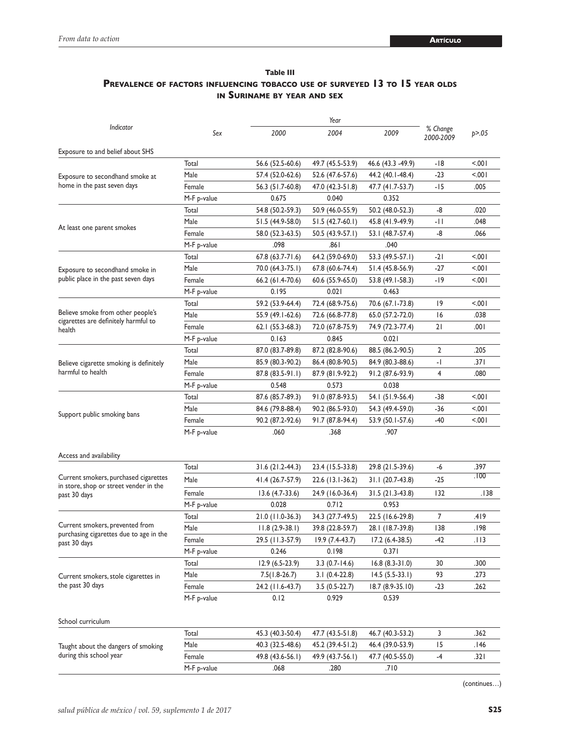**Table III**

**Prevalence of factors influencing tobacco use of surveyed 13 to 15 year olds in Suriname by year and sex**

| Indicator | Sex | Year | | | % Change 2000-2009 | p>.05 |
|---|---|---|---|---|---|---|
| | | 2000 | 2004 | 2009 | | |
| Exposure to and belief about SHS | | | | | | |
| Exposure to secondhand smoke at home in the past seven days | Total | 56.6 (52.5-60.6) | 49.7 (45.5-53.9) | 46.6 (43.3 -49.9) | -18 | <.001 |
| | Male | 57.4 (52.0-62.6) | 52.6 (47.6-57.6) | 44.2 (40.1-48.4) | -23 | <.001 |
| | Female | 56.3 (51.7-60.8) | 47.0 (42.3-51.8) | 47.7 (41.7-53.7) | -15 | .005 |
| | M-F p-value | 0.675 | 0.040 | 0.352 | | |
| At least one parent smokes | Total | 54.8 (50.2-59.3) | 50.9 (46.0-55.9) | 50.2 (48.0-52.3) | -8 | .020 |
| | Male | 51.5 (44.9-58.0) | 51.5 (42.7-60.1) | 45.8 (41.9-49.9) | -11 | .048 |
| | Female | 58.0 (52.3-63.5) | 50.5 (43.9-57.1) | 53.1 (48.7-57.4) | -8 | .066 |
| | M-F p-value | .098 | .861 | .040 | | |
| Exposure to secondhand smoke in public place in the past seven days | Total | 67.8 (63.7-71.6) | 64.2 (59.0-69.0) | 53.3 (49.5-57.1) | -21 | <.001 |
| | Male | 70.0 (64.3-75.1) | 67.8 (60.6-74.4) | 51.4 (45.8-56.9) | -27 | <.001 |
| | Female | 66.2 (61.4-70.6) | 60.6 (55.9-65.0) | 53.8 (49.1-58.3) | -19 | <.001 |
| | M-F p-value | 0.195 | 0.021 | 0.463 | | |
| Believe smoke from other people's cigarettes are definitely harmful to health | Total | 59.2 (53.9-64.4) | 72.4 (68.9-75.6) | 70.6 (67.1-73.8) | 19 | <.001 |
| | Male | 55.9 (49.1-62.6) | 72.6 (66.8-77.8) | 65.0 (57.2-72.0) | 16 | .038 |
| | Female | 62.1 (55.3-68.3) | 72.0 (67.8-75.9) | 74.9 (72.3-77.4) | 21 | .001 |
| | M-F p-value | 0.163 | 0.845 | 0.021 | | |
| Believe cigarette smoking is definitely harmful to health | Total | 87.0 (83.7-89.8) | 87.2 (82.8-90.6) | 88.5 (86.2-90.5) | 2 | .205 |
| | Male | 85.9 (80.3-90.2) | 86.4 (80.8-90.5) | 84.9 (80.3-88.6) | -1 | .371 |
| | Female | 87.8 (83.5-91.1) | 87.9 (81.9-92.2) | 91.2 (87.6-93.9) | 4 | .080 |
| | M-F p-value | 0.548 | 0.573 | 0.038 | | |
| Support public smoking bans | Total | 87.6 (85.7-89.3) | 91.0 (87.8-93.5) | 54.1 (51.9-56.4) | -38 | <.001 |
| | Male | 84.6 (79.8-88.4) | 90.2 (86.5-93.0) | 54.3 (49.4-59.0) | -36 | <.001 |
| | Female | 90.2 (87.2-92.6) | 91.7 (87.8-94.4) | 53.9 (50.1-57.6) | -40 | <.001 |
| | M-F p-value | .060 | .368 | .907 | | |
| Access and availability | | | | | | |
| Current smokers, purchased cigarettes in store, shop or street vender in the past 30 days | Total | 31.6 (21.2-44.3) | 23.4 (15.5-33.8) | 29.8 (21.5-39.6) | -6 | .397 |
| | Male | 41.4 (26.7-57.9) | 22.6 (13.1-36.2) | 31.1 (20.7-43.8) | -25 | .100 |
| | Female | 13.6 (4.7-33.6) | 24.9 (16.0-36.4) | 31.5 (21.3-43.8) | 132 | .138 |
| | M-F p-value | 0.028 | 0.712 | 0.953 | | |
| Current smokers, prevented from purchasing cigarettes due to age in the past 30 days | Total | 21.0 (11.0-36.3) | 34.3 (27.7-49.5) | 22.5 (16.6-29.8) | 7 | .419 |
| | Male | 11.8 (2.9-38.1) | 39.8 (22.8-59.7) | 28.1 (18.7-39.8) | 138 | .198 |
| | Female | 29.5 (11.3-57.9) | 19.9 (7.4-43.7) | 17.2 (6.4-38.5) | -42 | .113 |
| | M-F p-value | 0.246 | 0.198 | 0.371 | | |
| Current smokers, stole cigarettes in the past 30 days | Total | 12.9 (6.5-23.9) | 3.3 (0.7-14.6) | 16.8 (8.3-31.0) | 30 | .300 |
| | Male | 7.5(1.8-26.7) | 3.1 (0.4-22.8) | 14.5 (5.5-33.1) | 93 | .273 |
| | Female | 24.2 (11.6-43.7) | 3.5 (0.5-22.7) | 18.7 (8.9-35.10) | -23 | .262 |
| | M-F p-value | 0.12 | 0.929 | 0.539 | | |
| School curriculum | | | | | | |
| Taught about the dangers of smoking during this school year | Total | 45.3 (40.3-50.4) | 47.7 (43.5-51.8) | 46.7 (40.3-53.2) | 3 | .362 |
| | Male | 40.3 (32.5-48.6) | 45.2 (39.4-51.2) | 46.4 (39.0-53.9) | 15 | .146 |
| | Female | 49.8 (43.6-56.1) | 49.9 (43.7-56.1) | 47.7 (40.5-55.0) | -4 | .321 |
| | M-F p-value | .068 | .280 | .710 | | |

(continues…)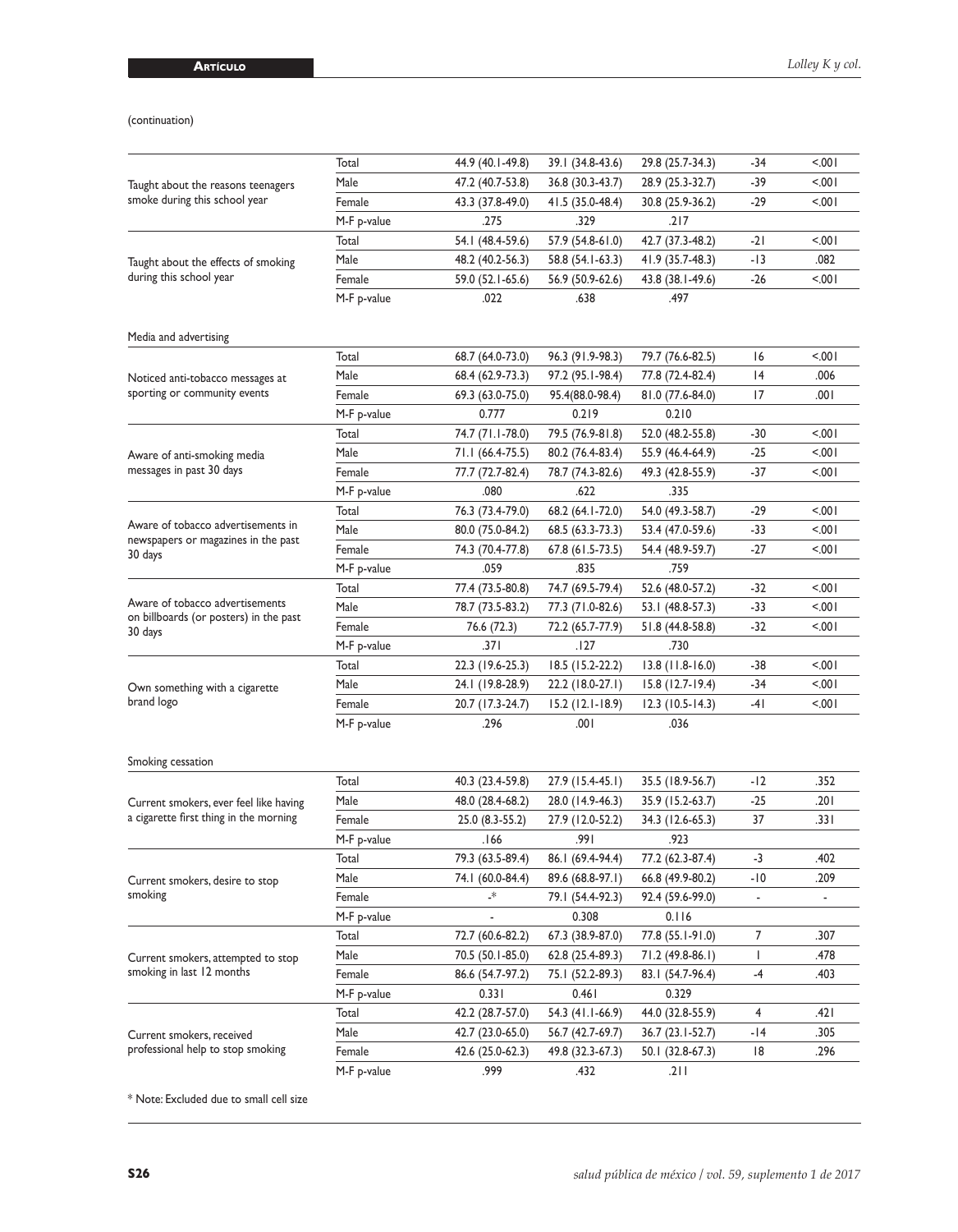(continuation)

| | | | | | | |
|---|---|---|---|---|---|---|
| Taught about the reasons teenagers smoke during this school year | Total | 44.9 (40.1-49.8) | 39.1 (34.8-43.6) | 29.8 (25.7-34.3) | -34 | <.001 |
| | Male | 47.2 (40.7-53.8) | 36.8 (30.3-43.7) | 28.9 (25.3-32.7) | -39 | <.001 |
| | Female | 43.3 (37.8-49.0) | 41.5 (35.0-48.4) | 30.8 (25.9-36.2) | -29 | <.001 |
| | M-F p-value | .275 | .329 | .217 | | |
| Taught about the effects of smoking during this school year | Total | 54.1 (48.4-59.6) | 57.9 (54.8-61.0) | 42.7 (37.3-48.2) | -21 | <.001 |
| | Male | 48.2 (40.2-56.3) | 58.8 (54.1-63.3) | 41.9 (35.7-48.3) | -13 | .082 |
| | Female | 59.0 (52.1-65.6) | 56.9 (50.9-62.6) | 43.8 (38.1-49.6) | -26 | <.001 |
| | M-F p-value | .022 | .638 | .497 | | |
| Media and advertising | | | | | | |
| Noticed anti-tobacco messages at sporting or community events | Total | 68.7 (64.0-73.0) | 96.3 (91.9-98.3) | 79.7 (76.6-82.5) | 16 | <.001 |
| | Male | 68.4 (62.9-73.3) | 97.2 (95.1-98.4) | 77.8 (72.4-82.4) | 14 | .006 |
| | Female | 69.3 (63.0-75.0) | 95.4(88.0-98.4) | 81.0 (77.6-84.0) | 17 | .001 |
| | M-F p-value | 0.777 | 0.219 | 0.210 | | |
| Aware of anti-smoking media messages in past 30 days | Total | 74.7 (71.1-78.0) | 79.5 (76.9-81.8) | 52.0 (48.2-55.8) | -30 | <.001 |
| | Male | 71.1 (66.4-75.5) | 80.2 (76.4-83.4) | 55.9 (46.4-64.9) | -25 | <.001 |
| | Female | 77.7 (72.7-82.4) | 78.7 (74.3-82.6) | 49.3 (42.8-55.9) | -37 | <.001 |
| | M-F p-value | .080 | .622 | .335 | | |
| Aware of tobacco advertisements in newspapers or magazines in the past 30 days | Total | 76.3 (73.4-79.0) | 68.2 (64.1-72.0) | 54.0 (49.3-58.7) | -29 | <.001 |
| | Male | 80.0 (75.0-84.2) | 68.5 (63.3-73.3) | 53.4 (47.0-59.6) | -33 | <.001 |
| | Female | 74.3 (70.4-77.8) | 67.8 (61.5-73.5) | 54.4 (48.9-59.7) | -27 | <.001 |
| | M-F p-value | .059 | .835 | .759 | | |
| Aware of tobacco advertisements on billboards (or posters) in the past 30 days | Total | 77.4 (73.5-80.8) | 74.7 (69.5-79.4) | 52.6 (48.0-57.2) | -32 | <.001 |
| | Male | 78.7 (73.5-83.2) | 77.3 (71.0-82.6) | 53.1 (48.8-57.3) | -33 | <.001 |
| | Female | 76.6 (72.3) | 72.2 (65.7-77.9) | 51.8 (44.8-58.8) | -32 | <.001 |
| | M-F p-value | .371 | .127 | .730 | | |
| Own something with a cigarette brand logo | Total | 22.3 (19.6-25.3) | 18.5 (15.2-22.2) | 13.8 (11.8-16.0) | -38 | <.001 |
| | Male | 24.1 (19.8-28.9) | 22.2 (18.0-27.1) | 15.8 (12.7-19.4) | -34 | <.001 |
| | Female | 20.7 (17.3-24.7) | 15.2 (12.1-18.9) | 12.3 (10.5-14.3) | -41 | <.001 |
| | M-F p-value | .296 | .001 | .036 | | |
| Smoking cessation | | | | | | |
| Current smokers, ever feel like having a cigarette first thing in the morning | Total | 40.3 (23.4-59.8) | 27.9 (15.4-45.1) | 35.5 (18.9-56.7) | -12 | .352 |
| | Male | 48.0 (28.4-68.2) | 28.0 (14.9-46.3) | 35.9 (15.2-63.7) | -25 | .201 |
| | Female | 25.0 (8.3-55.2) | 27.9 (12.0-52.2) | 34.3 (12.6-65.3) | 37 | .331 |
| | M-F p-value | .166 | .991 | .923 | | |
| Current smokers, desire to stop smoking | Total | 79.3 (63.5-89.4) | 86.1 (69.4-94.4) | 77.2 (62.3-87.4) | -3 | .402 |
| | Male | 74.1 (60.0-84.4) | 89.6 (68.8-97.1) | 66.8 (49.9-80.2) | -10 | .209 |
| | Female | -* | 79.1 (54.4-92.3) | 92.4 (59.6-99.0) | - | - |
| | M-F p-value | - | 0.308 | 0.116 | | |
| Current smokers, attempted to stop smoking in last 12 months | Total | 72.7 (60.6-82.2) | 67.3 (38.9-87.0) | 77.8 (55.1-91.0) | 7 | .307 |
| | Male | 70.5 (50.1-85.0) | 62.8 (25.4-89.3) | 71.2 (49.8-86.1) | 1 | .478 |
| | Female | 86.6 (54.7-97.2) | 75.1 (52.2-89.3) | 83.1 (54.7-96.4) | -4 | .403 |
| | M-F p-value | 0.331 | 0.461 | 0.329 | | |
| Current smokers, received professional help to stop smoking | Total | 42.2 (28.7-57.0) | 54.3 (41.1-66.9) | 44.0 (32.8-55.9) | 4 | .421 |
| | Male | 42.7 (23.0-65.0) | 56.7 (42.7-69.7) | 36.7 (23.1-52.7) | -14 | .305 |
| | Female | 42.6 (25.0-62.3) | 49.8 (32.3-67.3) | 50.1 (32.8-67.3) | 18 | .296 |
| | M-F p-value | .999 | .432 | .211 | | |

* Note: Excluded due to small cell size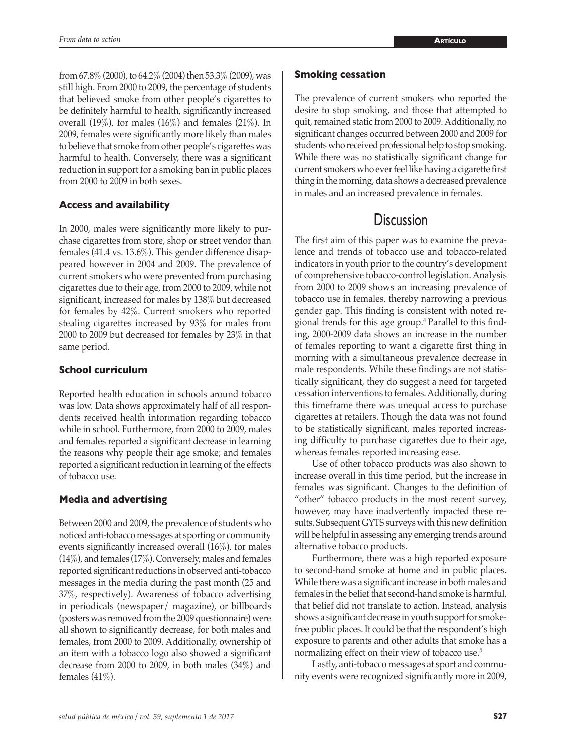from 67.8% (2000), to 64.2% (2004) then 53.3% (2009), was still high. From 2000 to 2009, the percentage of students that believed smoke from other people's cigarettes to be definitely harmful to health, significantly increased overall (19%), for males (16%) and females (21%). In 2009, females were significantly more likely than males to believe that smoke from other people's cigarettes was harmful to health. Conversely, there was a significant reduction in support for a smoking ban in public places from 2000 to 2009 in both sexes.

### Access and availability

In 2000, males were significantly more likely to purchase cigarettes from store, shop or street vendor than females (41.4 vs. 13.6%). This gender difference disappeared however in 2004 and 2009. The prevalence of current smokers who were prevented from purchasing cigarettes due to their age, from 2000 to 2009, while not significant, increased for males by 138% but decreased for females by 42%. Current smokers who reported stealing cigarettes increased by 93% for males from 2000 to 2009 but decreased for females by 23% in that same period.

### School curriculum

Reported health education in schools around tobacco was low. Data shows approximately half of all respondents received health information regarding tobacco while in school. Furthermore, from 2000 to 2009, males and females reported a significant decrease in learning the reasons why people their age smoke; and females reported a significant reduction in learning of the effects of tobacco use.

### Media and advertising

Between 2000 and 2009, the prevalence of students who noticed anti-tobacco messages at sporting or community events significantly increased overall (16%), for males (14%), and females (17%). Conversely, males and females reported significant reductions in observed anti-tobacco messages in the media during the past month (25 and 37%, respectively). Awareness of tobacco advertising in periodicals (newspaper/ magazine), or billboards (posters was removed from the 2009 questionnaire) were all shown to significantly decrease, for both males and females, from 2000 to 2009. Additionally, ownership of an item with a tobacco logo also showed a significant decrease from 2000 to 2009, in both males (34%) and females (41%).

### Smoking cessation

The prevalence of current smokers who reported the desire to stop smoking, and those that attempted to quit, remained static from 2000 to 2009. Additionally, no significant changes occurred between 2000 and 2009 for students who received professional help to stop smoking. While there was no statistically significant change for current smokers who ever feel like having a cigarette first thing in the morning, data shows a decreased prevalence in males and an increased prevalence in females.

## Discussion

The first aim of this paper was to examine the prevalence and trends of tobacco use and tobacco-related indicators in youth prior to the country's development of comprehensive tobacco-control legislation. Analysis from 2000 to 2009 shows an increasing prevalence of tobacco use in females, thereby narrowing a previous gender gap. This finding is consistent with noted regional trends for this age group.[4] Parallel to this finding, 2000-2009 data shows an increase in the number of females reporting to want a cigarette first thing in morning with a simultaneous prevalence decrease in male respondents. While these findings are not statistically significant, they do suggest a need for targeted cessation interventions to females. Additionally, during this timeframe there was unequal access to purchase cigarettes at retailers. Though the data was not found to be statistically significant, males reported increasing difficulty to purchase cigarettes due to their age, whereas females reported increasing ease.

Use of other tobacco products was also shown to increase overall in this time period, but the increase in females was significant. Changes to the definition of "other" tobacco products in the most recent survey, however, may have inadvertently impacted these results. Subsequent GYTS surveys with this new definition will be helpful in assessing any emerging trends around alternative tobacco products.

Furthermore, there was a high reported exposure to second-hand smoke at home and in public places. While there was a significant increase in both males and females in the belief that second-hand smoke is harmful, that belief did not translate to action. Instead, analysis shows a significant decrease in youth support for smoke-free public places. It could be that the respondent's high exposure to parents and other adults that smoke has a normalizing effect on their view of tobacco use.[5]

Lastly, anti-tobacco messages at sport and community events were recognized significantly more in 2009,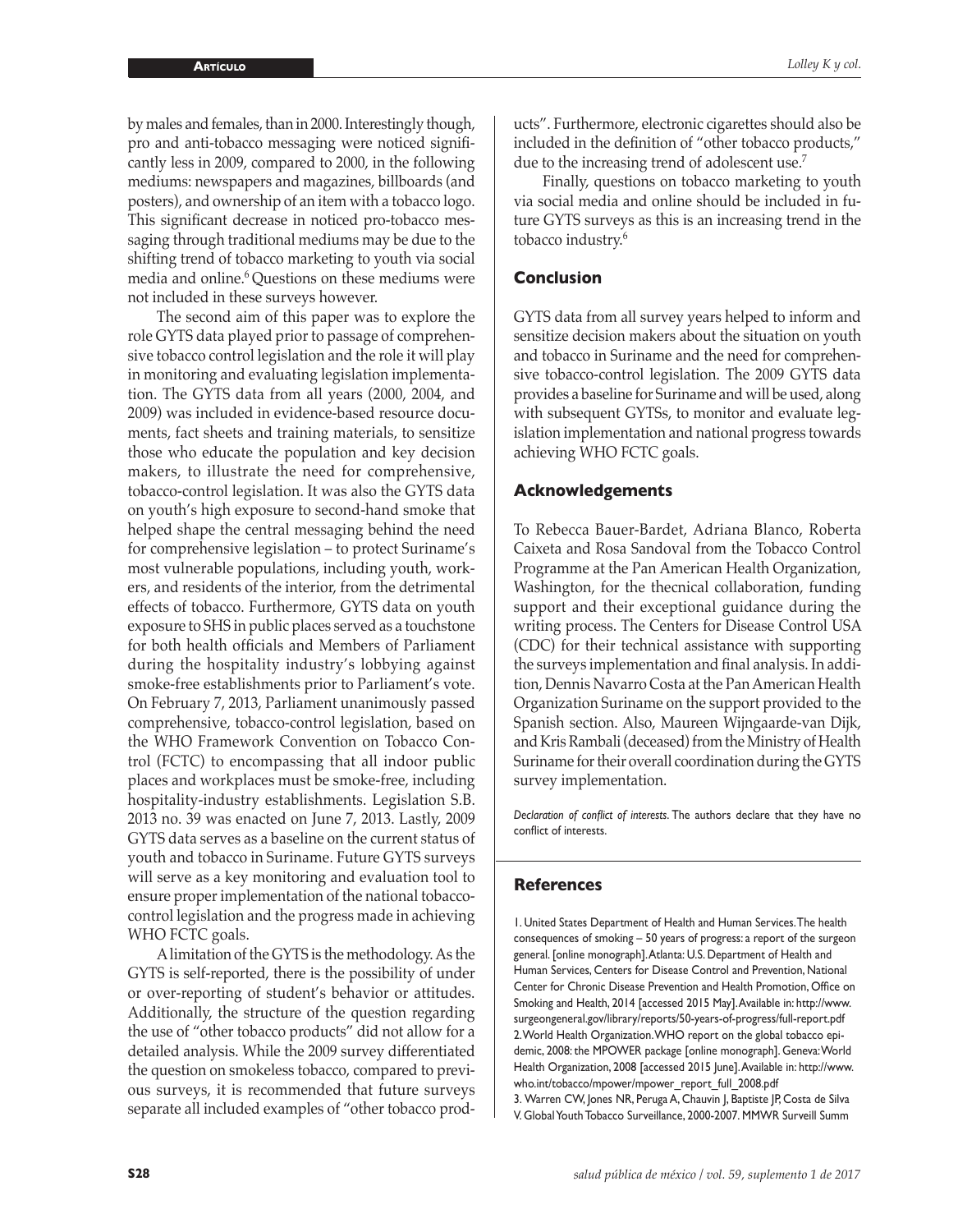by males and females, than in 2000. Interestingly though, pro and anti-tobacco messaging were noticed significantly less in 2009, compared to 2000, in the following mediums: newspapers and magazines, billboards (and posters), and ownership of an item with a tobacco logo. This significant decrease in noticed pro-tobacco messaging through traditional mediums may be due to the shifting trend of tobacco marketing to youth via social media and online.[6] Questions on these mediums were not included in these surveys however.

The second aim of this paper was to explore the role GYTS data played prior to passage of comprehensive tobacco control legislation and the role it will play in monitoring and evaluating legislation implementation. The GYTS data from all years (2000, 2004, and 2009) was included in evidence-based resource documents, fact sheets and training materials, to sensitize those who educate the population and key decision makers, to illustrate the need for comprehensive, tobacco-control legislation. It was also the GYTS data on youth's high exposure to second-hand smoke that helped shape the central messaging behind the need for comprehensive legislation – to protect Suriname's most vulnerable populations, including youth, workers, and residents of the interior, from the detrimental effects of tobacco. Furthermore, GYTS data on youth exposure to SHS in public places served as a touchstone for both health officials and Members of Parliament during the hospitality industry's lobbying against smoke-free establishments prior to Parliament's vote. On February 7, 2013, Parliament unanimously passed comprehensive, tobacco-control legislation, based on the WHO Framework Convention on Tobacco Control (FCTC) to encompassing that all indoor public places and workplaces must be smoke-free, including hospitality-industry establishments. Legislation S.B. 2013 no. 39 was enacted on June 7, 2013. Lastly, 2009 GYTS data serves as a baseline on the current status of youth and tobacco in Suriname. Future GYTS surveys will serve as a key monitoring and evaluation tool to ensure proper implementation of the national tobacco-control legislation and the progress made in achieving WHO FCTC goals.

A limitation of the GYTS is the methodology. As the GYTS is self-reported, there is the possibility of under or over-reporting of student's behavior or attitudes. Additionally, the structure of the question regarding the use of "other tobacco products" did not allow for a detailed analysis. While the 2009 survey differentiated the question on smokeless tobacco, compared to previous surveys, it is recommended that future surveys separate all included examples of "other tobacco products". Furthermore, electronic cigarettes should also be included in the definition of "other tobacco products," due to the increasing trend of adolescent use.[7]

Finally, questions on tobacco marketing to youth via social media and online should be included in future GYTS surveys as this is an increasing trend in the tobacco industry.[6]

## Conclusion

GYTS data from all survey years helped to inform and sensitize decision makers about the situation on youth and tobacco in Suriname and the need for comprehensive tobacco-control legislation. The 2009 GYTS data provides a baseline for Suriname and will be used, along with subsequent GYTSs, to monitor and evaluate legislation implementation and national progress towards achieving WHO FCTC goals.

## Acknowledgements

To Rebecca Bauer-Bardet, Adriana Blanco, Roberta Caixeta and Rosa Sandoval from the Tobacco Control Programme at the Pan American Health Organization, Washington, for the thecnical collaboration, funding support and their exceptional guidance during the writing process. The Centers for Disease Control USA (CDC) for their technical assistance with supporting the surveys implementation and final analysis. In addition, Dennis Navarro Costa at the Pan American Health Organization Suriname on the support provided to the Spanish section. Also, Maureen Wijngaarde-van Dijk, and Kris Rambali (deceased) from the Ministry of Health Suriname for their overall coordination during the GYTS survey implementation.

*Declaration of conflict of interests.* The authors declare that they have no conflict of interests.

## References

1. United States Department of Health and Human Services. The health consequences of smoking – 50 years of progress: a report of the surgeon general. [online monograph]. Atlanta: U.S. Department of Health and Human Services, Centers for Disease Control and Prevention, National Center for Chronic Disease Prevention and Health Promotion, Office on Smoking and Health, 2014 [accessed 2015 May]. Available in: http://www.surgeongeneral.gov/library/reports/50-years-of-progress/full-report.pdf
2. World Health Organization. WHO report on the global tobacco epidemic, 2008: the MPOWER package [online monograph]. Geneva: World Health Organization, 2008 [accessed 2015 June]. Available in: http://www.who.int/tobacco/mpower/mpower_report_full_2008.pdf
3. Warren CW, Jones NR, Peruga A, Chauvin J, Baptiste JP, Costa de Silva V. Global Youth Tobacco Surveillance, 2000-2007. MMWR Surveill Summ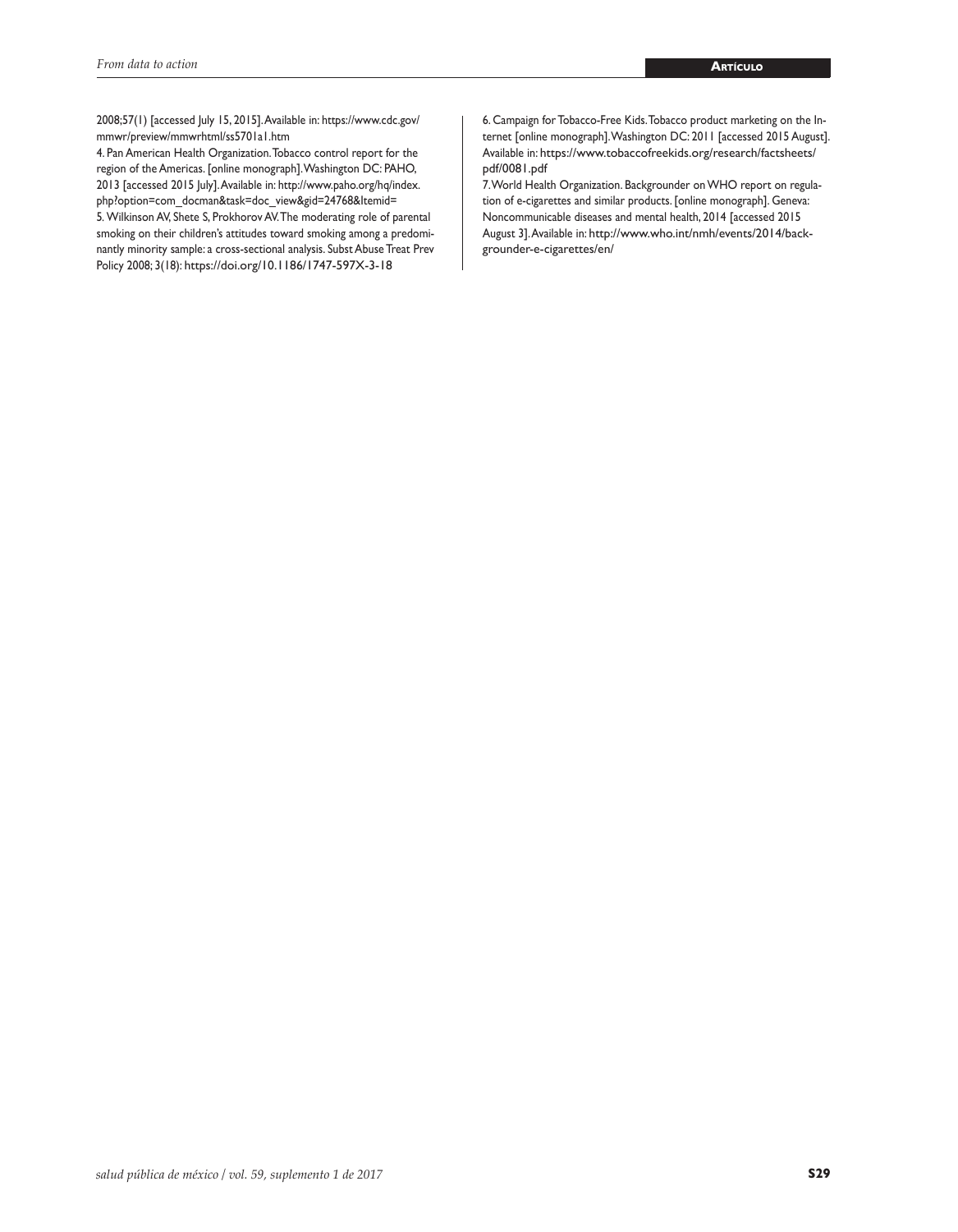2008;57(1) [accessed July 15, 2015]. Available in: https://www.cdc.gov/mmwr/preview/mmwrhtml/ss5701a1.htm

4. Pan American Health Organization. Tobacco control report for the region of the Americas. [online monograph]. Washington DC: PAHO, 2013 [accessed 2015 July]. Available in: http://www.paho.org/hq/index.php?option=com_docman&task=doc_view&gid=24768&Itemid=

5. Wilkinson AV, Shete S, Prokhorov AV. The moderating role of parental smoking on their children's attitudes toward smoking among a predominantly minority sample: a cross-sectional analysis. Subst Abuse Treat Prev Policy 2008; 3(18): https://doi.org/10.1186/1747-597X-3-18

6. Campaign for Tobacco-Free Kids. Tobacco product marketing on the Internet [online monograph]. Washington DC: 2011 [accessed 2015 August]. Available in: https://www.tobaccofreekids.org/research/factsheets/pdf/0081.pdf

7. World Health Organization. Backgrounder on WHO report on regulation of e-cigarettes and similar products. [online monograph]. Geneva: Noncommunicable diseases and mental health, 2014 [accessed 2015 August 3]. Available in: http://www.who.int/nmh/events/2014/backgrounder-e-cigarettes/en/